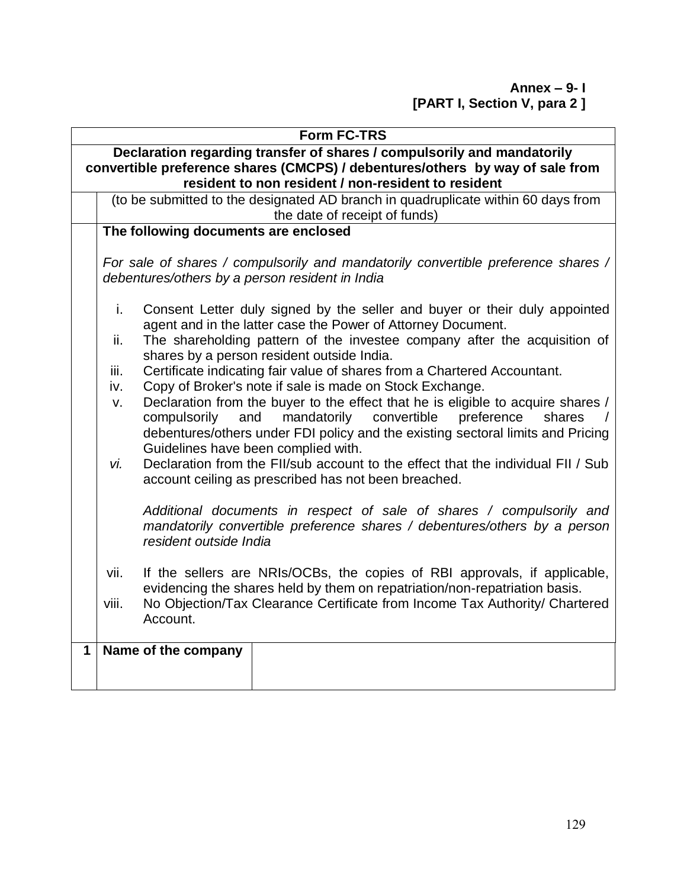**Annex – 9- I**
**[PART I, Section V, para 2 ]**

## Form FC-TRS

**Declaration regarding transfer of shares / compulsorily and mandatorily convertible preference shares (CMCPS) / debentures/others by way of sale from resident to non resident / non-resident to resident**

(to be submitted to the designated AD branch in quadruplicate within 60 days from the date of receipt of funds)

**The following documents are enclosed**

*For sale of shares / compulsorily and mandatorily convertible preference shares / debentures/others by a person resident in India*

i. Consent Letter duly signed by the seller and buyer or their duly appointed agent and in the latter case the Power of Attorney Document.
ii. The shareholding pattern of the investee company after the acquisition of shares by a person resident outside India.
iii. Certificate indicating fair value of shares from a Chartered Accountant.
iv. Copy of Broker's note if sale is made on Stock Exchange.
v. Declaration from the buyer to the effect that he is eligible to acquire shares / compulsorily and mandatorily convertible preference shares / debentures/others under FDI policy and the existing sectoral limits and Pricing Guidelines have been complied with.
*vi.* Declaration from the FII/sub account to the effect that the individual FII / Sub account ceiling as prescribed has not been breached.

*Additional documents in respect of sale of shares / compulsorily and mandatorily convertible preference shares / debentures/others by a person resident outside India*

vii. If the sellers are NRIs/OCBs, the copies of RBI approvals, if applicable, evidencing the shares held by them on repatriation/non-repatriation basis.
viii. No Objection/Tax Clearance Certificate from Income Tax Authority/ Chartered Account.

| 1 | Name of the company | |
|---|---|---|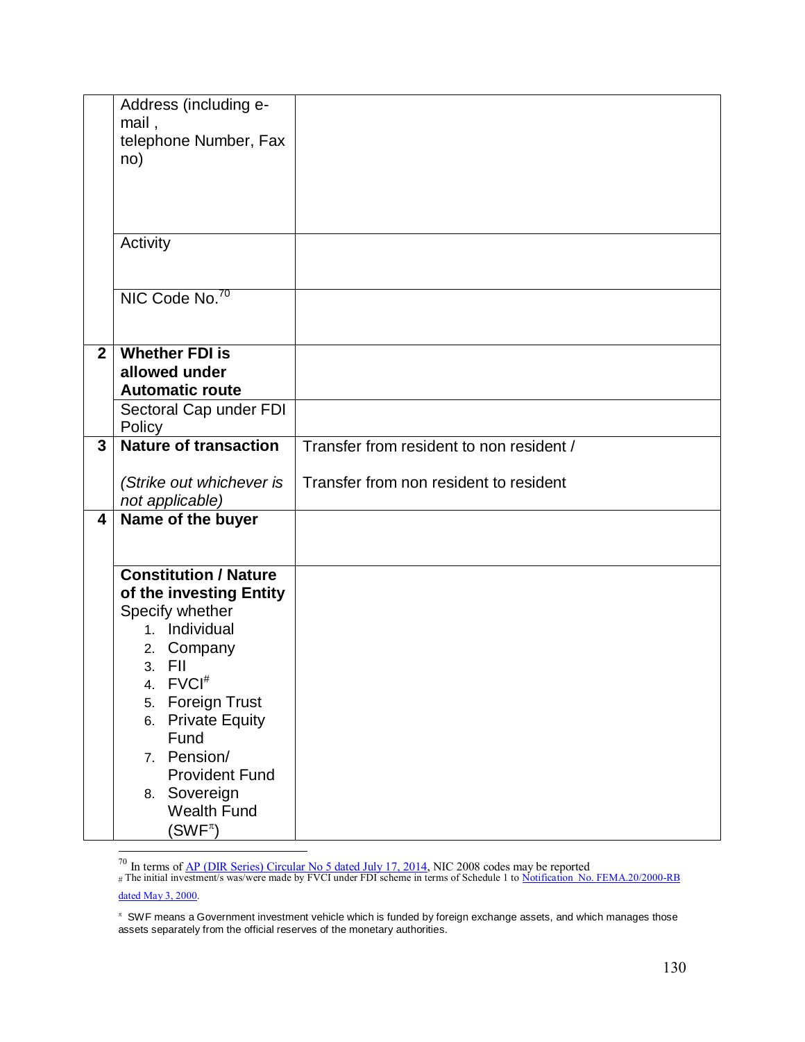| | | |
|---|---|---|
| | Address (including e-mail, telephone Number, Fax no) | |
| | Activity | |
| | NIC Code No.[70] | |
| **2** | **Whether FDI is allowed under Automatic route** | |
| | Sectoral Cap under FDI Policy | |
| **3** | **Nature of transaction** *(Strike out whichever is not applicable)* | Transfer from resident to non resident / Transfer from non resident to resident |
| **4** | **Name of the buyer** | |
| | **Constitution / Nature of the investing Entity** Specify whether 1. Individual 2. Company 3. FII 4. FVCI[#] 5. Foreign Trust 6. Private Equity Fund 7. Pension/ Provident Fund 8. Sovereign Wealth Fund (SWF[π]) | |

[70] In terms of AP (DIR Series) Circular No 5 dated July 17, 2014, NIC 2008 codes may be reported

[#] The initial investment/s was/were made by FVCI under FDI scheme in terms of Schedule 1 to Notification No. FEMA.20/2000-RB dated May 3, 2000.

[π] SWF means a Government investment vehicle which is funded by foreign exchange assets, and which manages those assets separately from the official reserves of the monetary authorities.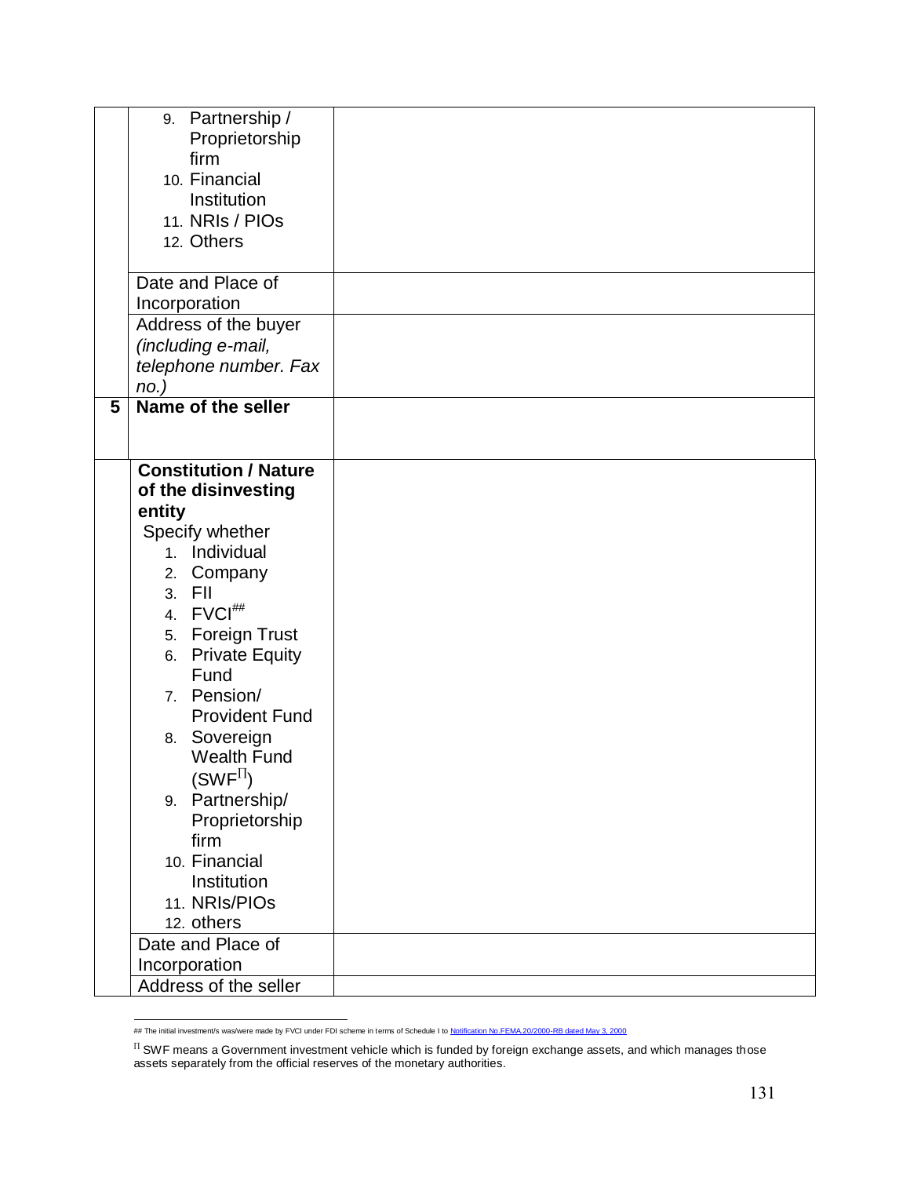|  |  |  |
|---|---|---|
|  | 9. Partnership / Proprietorship firm<br>10. Financial Institution<br>11. NRIs / PIOs<br>12. Others |  |
|  | Date and Place of Incorporation |  |
|  | Address of the buyer *(including e-mail, telephone number. Fax no.)* |  |
| **5** | **Name of the seller** |  |
|  | **Constitution / Nature of the disinvesting entity**<br>Specify whether<br>1. Individual<br>2. Company<br>3. FII<br>4. FVCI[##]<br>5. Foreign Trust<br>6. Private Equity Fund<br>7. Pension/ Provident Fund<br>8. Sovereign Wealth Fund (SWF[∏])<br>9. Partnership/ Proprietorship firm<br>10. Financial Institution<br>11. NRIs/PIOs<br>12. others |  |
|  | Date and Place of Incorporation |  |
|  | Address of the seller |  |

## The initial investment/s was/were made by FVCI under FDI scheme in terms of Schedule I to Notification No.FEMA.20/2000-RB dated May 3, 2000

∏ SWF means a Government investment vehicle which is funded by foreign exchange assets, and which manages those assets separately from the official reserves of the monetary authorities.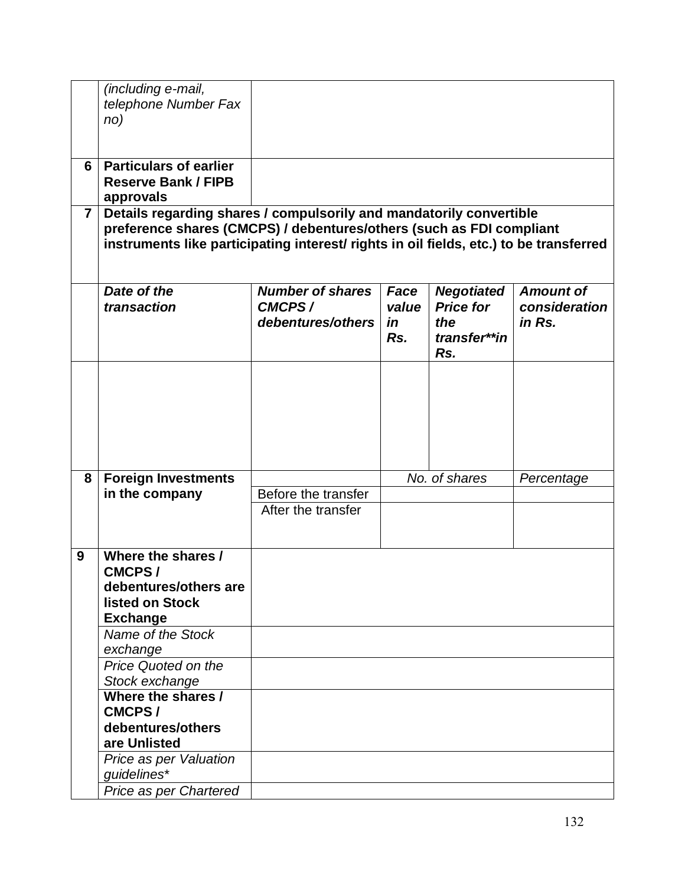| | | | | | |
|---|---|---|---|---|---|
| | *(including e-mail, telephone Number Fax no)* | | | | |
| **6** | **Particulars of earlier Reserve Bank / FIPB approvals** | | | | |
| **7** | **Details regarding shares / compulsorily and mandatorily convertible preference shares (CMCPS) / debentures/others (such as FDI compliant instruments like participating interest/ rights in oil fields, etc.) to be transferred** | | | | |
| | ***Date of the transaction*** | ***Number of shares CMCPS / debentures/others*** | ***Face value in Rs.*** | ***Negotiated Price for the transfer**in Rs.*** | ***Amount of consideration in Rs.*** |
| | | | | | |
| **8** | **Foreign Investments in the company** | | *No. of shares* | | *Percentage* |
| | | Before the transfer | | | |
| | | After the transfer | | | |
| **9** | **Where the shares / CMCPS / debentures/others are listed on Stock Exchange** | | | | |
| | *Name of the Stock exchange* | | | | |
| | *Price Quoted on the Stock exchange* | | | | |
| | **Where the shares / CMCPS / debentures/others are Unlisted** | | | | |
| | *Price as per Valuation guidelines** | | | | |
| | *Price as per Chartered* | | | | |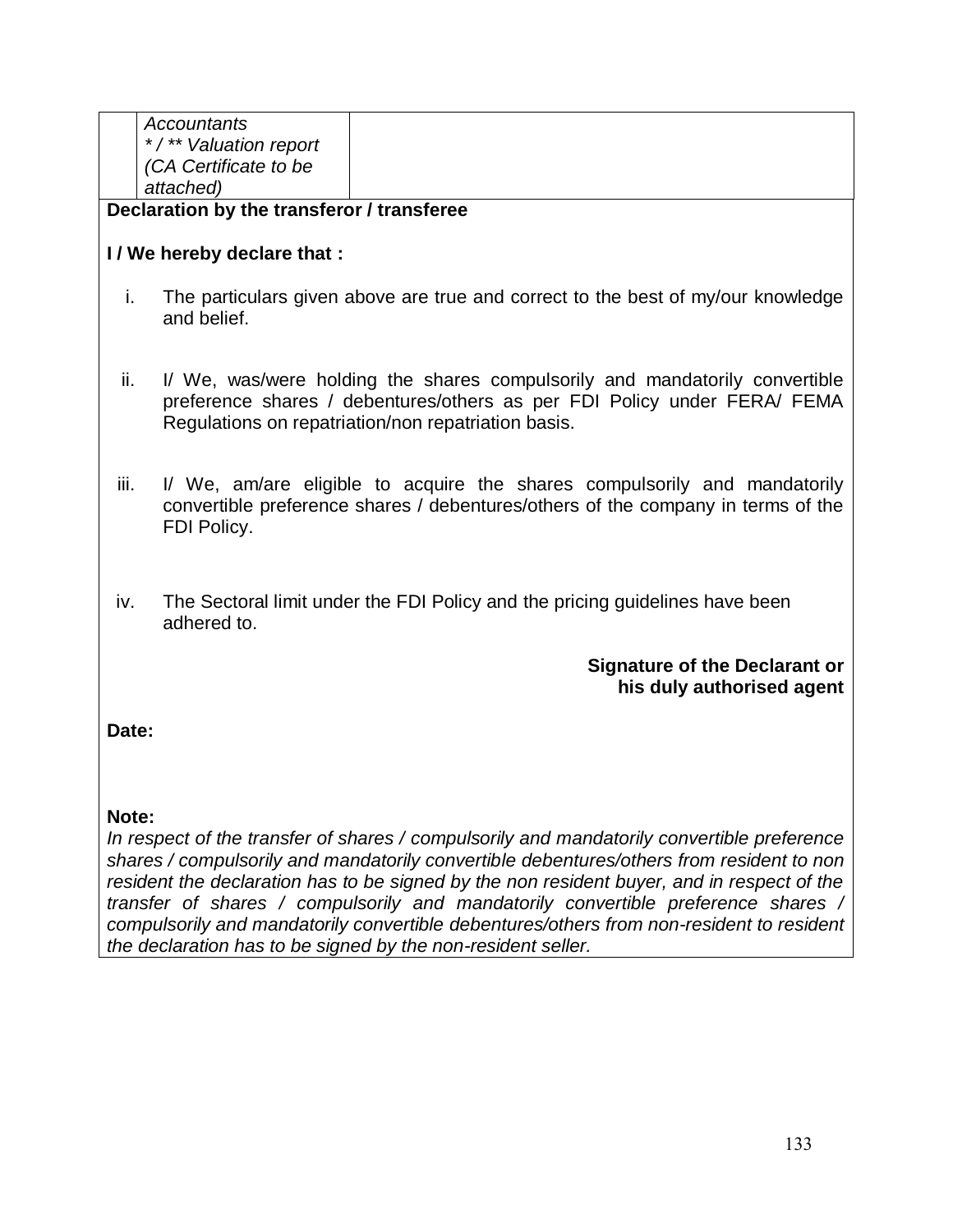|  | *Accountants* */ ** *Valuation report (CA Certificate to be attached)* |  |
|---|---|---|

**Declaration by the transferor / transferee**

**I / We hereby declare that :**

i. The particulars given above are true and correct to the best of my/our knowledge and belief.

ii. I/ We, was/were holding the shares compulsorily and mandatorily convertible preference shares / debentures/others as per FDI Policy under FERA/ FEMA Regulations on repatriation/non repatriation basis.

iii. I/ We, am/are eligible to acquire the shares compulsorily and mandatorily convertible preference shares / debentures/others of the company in terms of the FDI Policy.

iv. The Sectoral limit under the FDI Policy and the pricing guidelines have been adhered to.

**Signature of the Declarant or his duly authorised agent**

**Date:**

**Note:**
*In respect of the transfer of shares / compulsorily and mandatorily convertible preference shares / compulsorily and mandatorily convertible debentures/others from resident to non resident the declaration has to be signed by the non resident buyer, and in respect of the transfer of shares / compulsorily and mandatorily convertible preference shares / compulsorily and mandatorily convertible debentures/others from non-resident to resident the declaration has to be signed by the non-resident seller.*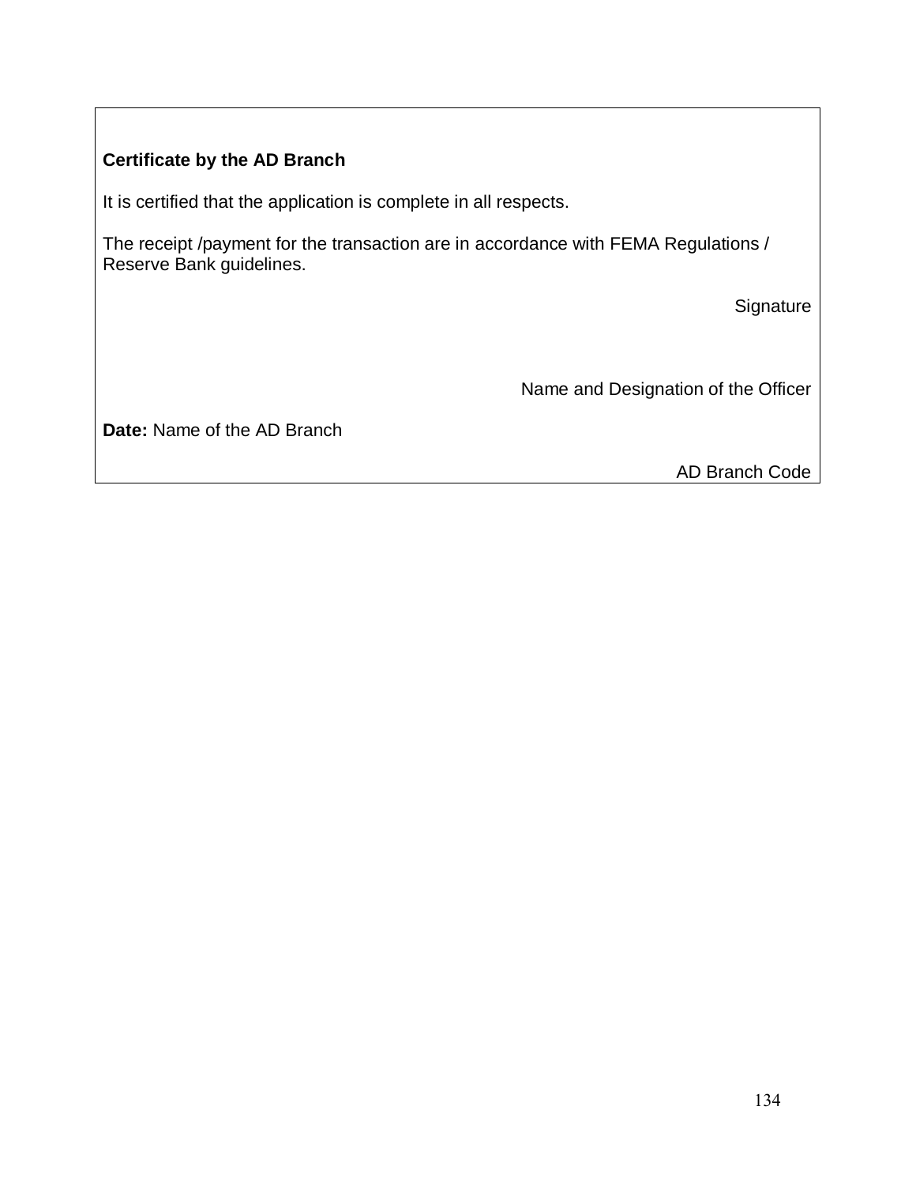**Certificate by the AD Branch**

It is certified that the application is complete in all respects.

The receipt /payment for the transaction are in accordance with FEMA Regulations / Reserve Bank guidelines.

Signature

Name and Designation of the Officer

**Date:** Name of the AD Branch

AD Branch Code